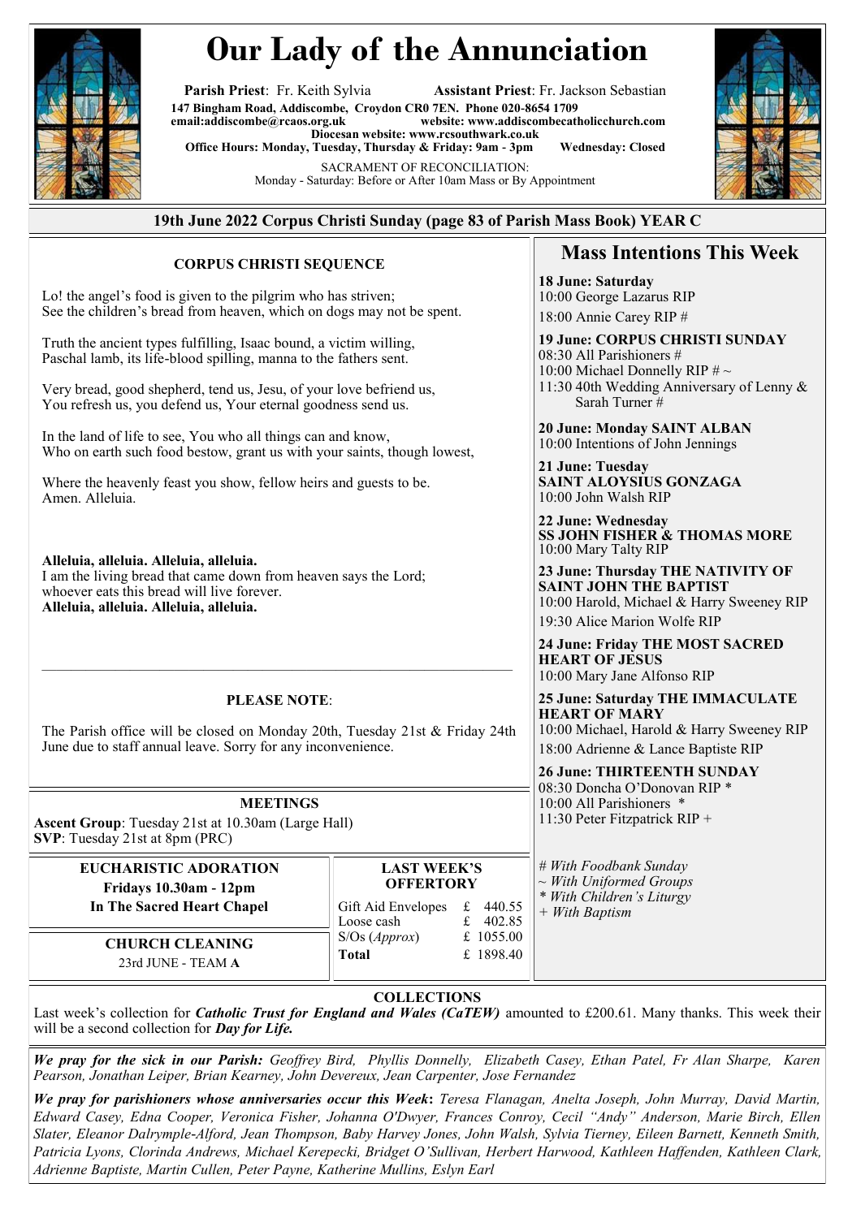# Our Lady of the Annunciation

**Parish Priest**: Fr. Keith Sylvia **Assistant Priest**: Fr. Jackson Sebastian

**147 Bingham Road, Addiscombe, Croydon CR0 7EN. Phone 020-8654 1709**
**email:addiscombe@rcaos.org.uk website: www.addiscombecatholicchurch.com**
**Diocesan website: www.rcsouthwark.co.uk**
**Office Hours: Monday, Tuesday, Thursday & Friday: 9am - 3pm Wednesday: Closed**

SACRAMENT OF RECONCILIATION:
Monday - Saturday: Before or After 10am Mass or By Appointment

**19th June 2022 Corpus Christi Sunday (page 83 of Parish Mass Book) YEAR C**

### CORPUS CHRISTI SEQUENCE

Lo! the angel's food is given to the pilgrim who has striven;
See the children's bread from heaven, which on dogs may not be spent.

Truth the ancient types fulfilling, Isaac bound, a victim willing,
Paschal lamb, its life-blood spilling, manna to the fathers sent.

Very bread, good shepherd, tend us, Jesu, of your love befriend us,
You refresh us, you defend us, Your eternal goodness send us.

In the land of life to see, You who all things can and know,
Who on earth such food bestow, grant us with your saints, though lowest,

Where the heavenly feast you show, fellow heirs and guests to be.
Amen. Alleluia.

**Alleluia, alleluia. Alleluia, alleluia.**
I am the living bread that came down from heaven says the Lord;
whoever eats this bread will live forever.
**Alleluia, alleluia. Alleluia, alleluia.**

---

**PLEASE NOTE**:

The Parish office will be closed on Monday 20th, Tuesday 21st & Friday 24th June due to staff annual leave. Sorry for any inconvenience.

### MEETINGS

**Ascent Group**: Tuesday 21st at 10.30am (Large Hall)
**SVP**: Tuesday 21st at 8pm (PRC)

### EUCHARISTIC ADORATION

**Fridays 10.30am - 12pm**
**In The Sacred Heart Chapel**

### CHURCH CLEANING

23rd JUNE - TEAM **A**

### LAST WEEK'S OFFERTORY

| | |
|---|---|
| Gift Aid Envelopes | £ 440.55 |
| Loose cash | £ 402.85 |
| S/Os (*Approx*) | £ 1055.00 |
| **Total** | £ 1898.40 |

## Mass Intentions This Week

**18 June: Saturday**
10:00 George Lazarus RIP
18:00 Annie Carey RIP #

**19 June: CORPUS CHRISTI SUNDAY**
08:30 All Parishioners #
10:00 Michael Donnelly RIP # ~
11:30 40th Wedding Anniversary of Lenny & Sarah Turner #

**20 June: Monday SAINT ALBAN**
10:00 Intentions of John Jennings

**21 June: Tuesday SAINT ALOYSIUS GONZAGA**
10:00 John Walsh RIP

**22 June: Wednesday SS JOHN FISHER & THOMAS MORE**
10:00 Mary Talty RIP

**23 June: Thursday THE NATIVITY OF SAINT JOHN THE BAPTIST**
10:00 Harold, Michael & Harry Sweeney RIP
19:30 Alice Marion Wolfe RIP

**24 June: Friday THE MOST SACRED HEART OF JESUS**
10:00 Mary Jane Alfonso RIP

**25 June: Saturday THE IMMACULATE HEART OF MARY**
10:00 Michael, Harold & Harry Sweeney RIP
18:00 Adrienne & Lance Baptiste RIP

**26 June: THIRTEENTH SUNDAY**
08:30 Doncha O'Donovan RIP *
10:00 All Parishioners *
11:30 Peter Fitzpatrick RIP +

*# With Foodbank Sunday*
*~ With Uniformed Groups*
** With Children's Liturgy*
*+ With Baptism*

### COLLECTIONS

Last week's collection for ***Catholic Trust for England and Wales (CaTEW)*** amounted to £200.61. Many thanks. This week their will be a second collection for ***Day for Life.***

***We pray for the sick in our Parish:*** *Geoffrey Bird, Phyllis Donnelly, Elizabeth Casey, Ethan Patel, Fr Alan Sharpe, Karen Pearson, Jonathan Leiper, Brian Kearney, John Devereux, Jean Carpenter, Jose Fernandez*

***We pray for parishioners whose anniversaries occur this Week*****:** *Teresa Flanagan, Anelta Joseph, John Murray, David Martin, Edward Casey, Edna Cooper, Veronica Fisher, Johanna O'Dwyer, Frances Conroy, Cecil "Andy" Anderson, Marie Birch, Ellen Slater, Eleanor Dalrymple-Alford, Jean Thompson, Baby Harvey Jones, John Walsh, Sylvia Tierney, Eileen Barnett, Kenneth Smith, Patricia Lyons, Clorinda Andrews, Michael Kerepecki, Bridget O'Sullivan, Herbert Harwood, Kathleen Haffenden, Kathleen Clark, Adrienne Baptiste, Martin Cullen, Peter Payne, Katherine Mullins, Eslyn Earl*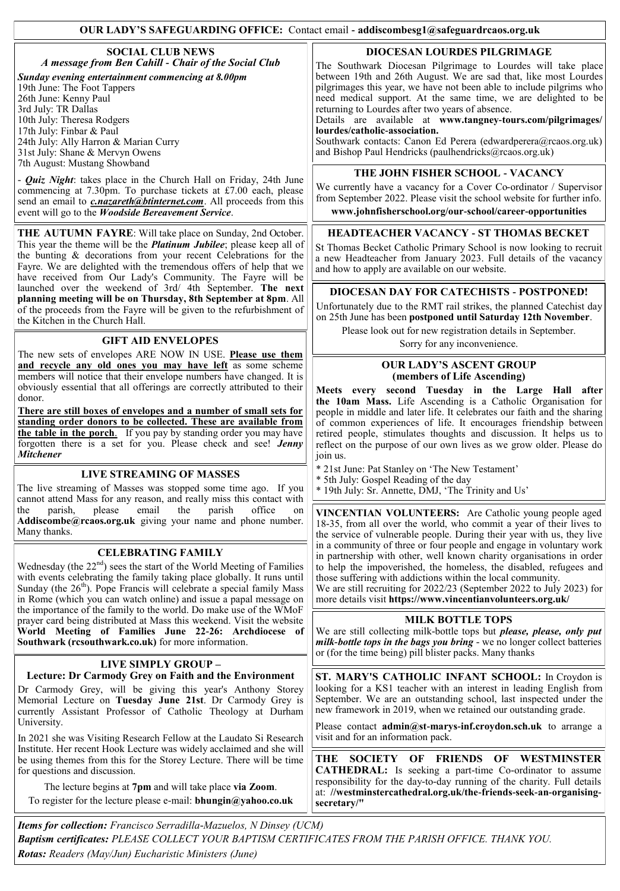**OUR LADY'S SAFEGUARDING OFFICE:** Contact email - **addiscombesg1@safeguardrcaos.org.uk**

## SOCIAL CLUB NEWS

***A message from Ben Cahill - Chair of the Social Club***

***Sunday evening entertainment commencing at 8.00pm***

19th June: The Foot Tappers
26th June: Kenny Paul
3rd July: TR Dallas
10th July: Theresa Rodgers
17th July: Finbar & Paul
24th July: Ally Harron & Marian Curry
31st July: Shane & Mervyn Owens
7th August: Mustang Showband

- ***Quiz Night***: takes place in the Church Hall on Friday, 24th June commencing at 7.30pm. To purchase tickets at £7.00 each, please send an email to ***c.nazareth@btinternet.com***. All proceeds from this event will go to the ***Woodside Bereavement Service***.

**THE AUTUMN FAYRE**: Will take place on Sunday, 2nd October. This year the theme will be the ***Platinum Jubilee***; please keep all of the bunting & decorations from your recent Celebrations for the Fayre. We are delighted with the tremendous offers of help that we have received from Our Lady's Community. The Fayre will be launched over the weekend of 3rd/ 4th September. **The next planning meeting will be on Thursday, 8th September at 8pm**. All of the proceeds from the Fayre will be given to the refurbishment of the Kitchen in the Church Hall.

## GIFT AID ENVELOPES

The new sets of envelopes ARE NOW IN USE. **Please use them and recycle any old ones you may have left** as some scheme members will notice that their envelope numbers have changed. It is obviously essential that all offerings are correctly attributed to their donor.

**There are still boxes of envelopes and a number of small sets for standing order donors to be collected. These are available from the table in the porch**. If you pay by standing order you may have forgotten there is a set for you. Please check and see! ***Jenny Mitchener***

## LIVE STREAMING OF MASSES

The live streaming of Masses was stopped some time ago. If you cannot attend Mass for any reason, and really miss this contact with the parish, please email the parish office on **Addiscombe@rcaos.org.uk** giving your name and phone number. Many thanks.

## CELEBRATING FAMILY

Wednesday (the 22nd) sees the start of the World Meeting of Families with events celebrating the family taking place globally. It runs until Sunday (the 26th). Pope Francis will celebrate a special family Mass in Rome (which you can watch online) and issue a papal message on the importance of the family to the world. Do make use of the WMoF prayer card being distributed at Mass this weekend. Visit the website **World Meeting of Families June 22-26: Archdiocese of Southwark (rcsouthwark.co.uk)** for more information.

## LIVE SIMPLY GROUP –
### Lecture: Dr Carmody Grey on Faith and the Environment

Dr Carmody Grey, will be giving this year's Anthony Storey Memorial Lecture on **Tuesday June 21st**. Dr Carmody Grey is currently Assistant Professor of Catholic Theology at Durham University.

In 2021 she was Visiting Research Fellow at the Laudato Si Research Institute. Her recent Hook Lecture was widely acclaimed and she will be using themes from this for the Storey Lecture. There will be time for questions and discussion.

The lecture begins at **7pm** and will take place **via Zoom**.

To register for the lecture please e-mail: **bhungin@yahoo.co.uk**

## DIOCESAN LOURDES PILGRIMAGE

The Southwark Diocesan Pilgrimage to Lourdes will take place between 19th and 26th August. We are sad that, like most Lourdes pilgrimages this year, we have not been able to include pilgrims who need medical support. At the same time, we are delighted to be returning to Lourdes after two years of absence.

Details are available at **www.tangney-tours.com/pilgrimages/lourdes/catholic-association.**

Southwark contacts: Canon Ed Perera (edwardperera@rcaos.org.uk) and Bishop Paul Hendricks (paulhendricks@rcaos.org.uk)

## THE JOHN FISHER SCHOOL - VACANCY

We currently have a vacancy for a Cover Co-ordinator / Supervisor from September 2022. Please visit the school website for further info.

**www.johnfisherschool.org/our-school/career-opportunities**

## HEADTEACHER VACANCY - ST THOMAS BECKET

St Thomas Becket Catholic Primary School is now looking to recruit a new Headteacher from January 2023. Full details of the vacancy and how to apply are available on our website.

## DIOCESAN DAY FOR CATECHISTS - POSTPONED!

Unfortunately due to the RMT rail strikes, the planned Catechist day on 25th June has been **postponed until Saturday 12th November**.

Please look out for new registration details in September.

Sorry for any inconvenience.

## OUR LADY'S ASCENT GROUP
### (members of Life Ascending)

**Meets every second Tuesday in the Large Hall after the 10am Mass.** Life Ascending is a Catholic Organisation for people in middle and later life. It celebrates our faith and the sharing of common experiences of life. It encourages friendship between retired people, stimulates thoughts and discussion. It helps us to reflect on the purpose of our own lives as we grow older. Please do join us.

* 21st June: Pat Stanley on 'The New Testament'
* 5th July: Gospel Reading of the day
* 19th July: Sr. Annette, DMJ, 'The Trinity and Us'

**VINCENTIAN VOLUNTEERS:** Are Catholic young people aged 18-35, from all over the world, who commit a year of their lives to the service of vulnerable people. During their year with us, they live in a community of three or four people and engage in voluntary work in partnership with other, well known charity organisations in order to help the impoverished, the homeless, the disabled, refugees and those suffering with addictions within the local community.

We are still recruiting for 2022/23 (September 2022 to July 2023) for more details visit **https://www.vincentianvolunteers.org.uk/**

## MILK BOTTLE TOPS

We are still collecting milk-bottle tops but ***please, please, only put milk-bottle tops in the bags you bring*** - we no longer collect batteries or (for the time being) pill blister packs. Many thanks

**ST. MARY'S CATHOLIC INFANT SCHOOL:** In Croydon is looking for a KS1 teacher with an interest in leading English from September. We are an outstanding school, last inspected under the new framework in 2019, when we retained our outstanding grade.

Please contact **admin@st-marys-inf.croydon.sch.uk** to arrange a visit and for an information pack.

**THE SOCIETY OF FRIENDS OF WESTMINSTER CATHEDRAL:** Is seeking a part-time Co-ordinator to assume responsibility for the day-to-day running of the charity. Full details at: **//westminstercathedral.org.uk/the-friends-seek-an-organising-secretary/"**

***Items for collection:*** *Francisco Serradilla-Mazuelos, N Dinsey (UCM)*

***Baptism certificates:*** *PLEASE COLLECT YOUR BAPTISM CERTIFICATES FROM THE PARISH OFFICE. THANK YOU.*

***Rotas:*** *Readers (May/Jun) Eucharistic Ministers (June)*